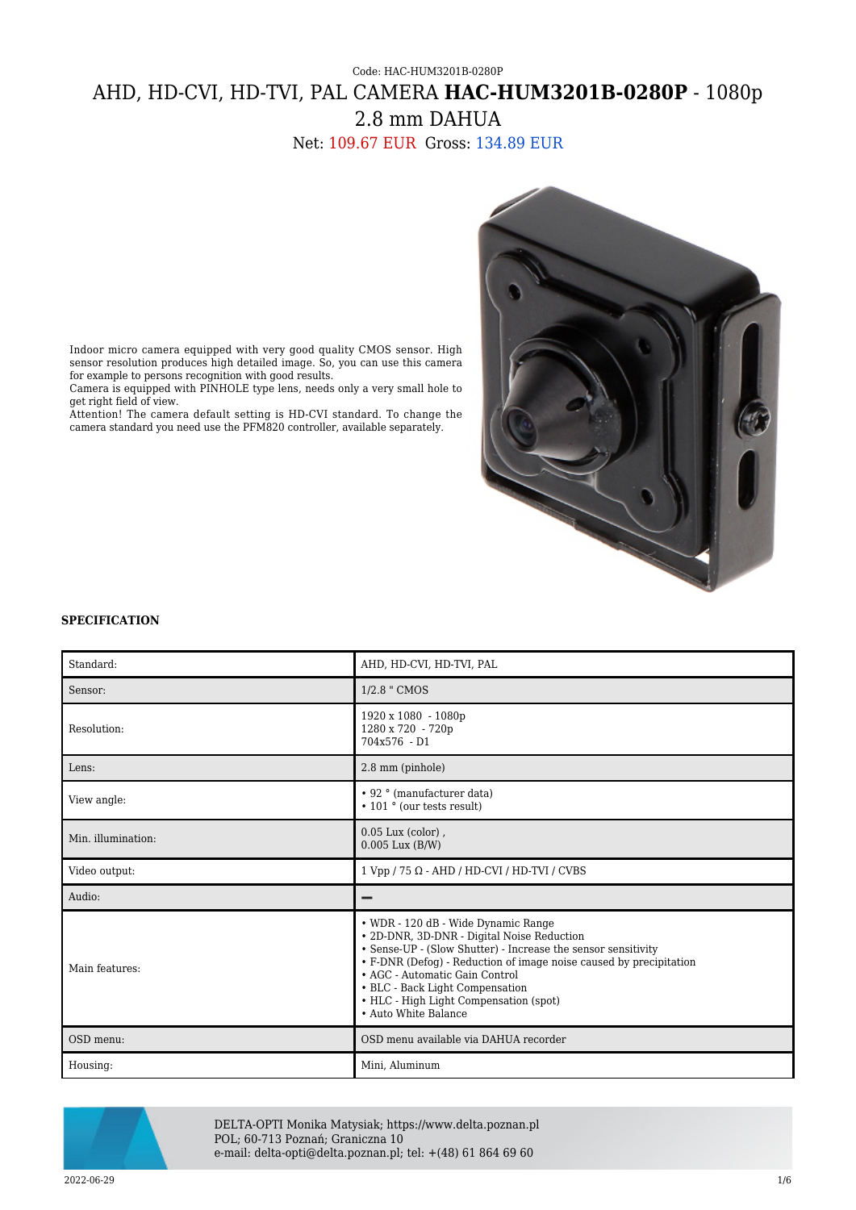Code: HAC-HUM3201B-0280P

# AHD, HD-CVI, HD-TVI, PAL CAMERA **HAC-HUM3201B-0280P** - 1080p 2.8 mm DAHUA

Net: 109.67 EUR Gross: 134.89 EUR

Indoor micro camera equipped with very good quality CMOS sensor. High sensor resolution produces high detailed image. So, you can use this camera for example to persons recognition with good results.
Camera is equipped with PINHOLE type lens, needs only a very small hole to get right field of view.
Attention! The camera default setting is HD-CVI standard. To change the camera standard you need use the PFM820 controller, available separately.

**SPECIFICATION**

| | |
|---|---|
| Standard: | AHD, HD-CVI, HD-TVI, PAL |
| Sensor: | 1/2.8 " CMOS |
| Resolution: | 1920 x 1080 - 1080p<br>1280 x 720 - 720p<br>704x576 - D1 |
| Lens: | 2.8 mm (pinhole) |
| View angle: | • 92 ° (manufacturer data)<br>• 101 ° (our tests result) |
| Min. illumination: | 0.05 Lux (color) ,<br>0.005 Lux (B/W) |
| Video output: | 1 Vpp / 75 Ω - AHD / HD-CVI / HD-TVI / CVBS |
| Audio: | – |
| Main features: | • WDR - 120 dB - Wide Dynamic Range<br>• 2D-DNR, 3D-DNR - Digital Noise Reduction<br>• Sense-UP - (Slow Shutter) - Increase the sensor sensitivity<br>• F-DNR (Defog) - Reduction of image noise caused by precipitation<br>• AGC - Automatic Gain Control<br>• BLC - Back Light Compensation<br>• HLC - High Light Compensation (spot)<br>• Auto White Balance |
| OSD menu: | OSD menu available via DAHUA recorder |
| Housing: | Mini, Aluminum |

DELTA-OPTI Monika Matysiak; https://www.delta.poznan.pl
POL; 60-713 Poznań; Graniczna 10
e-mail: delta-opti@delta.poznan.pl; tel: +(48) 61 864 69 60

2022-06-29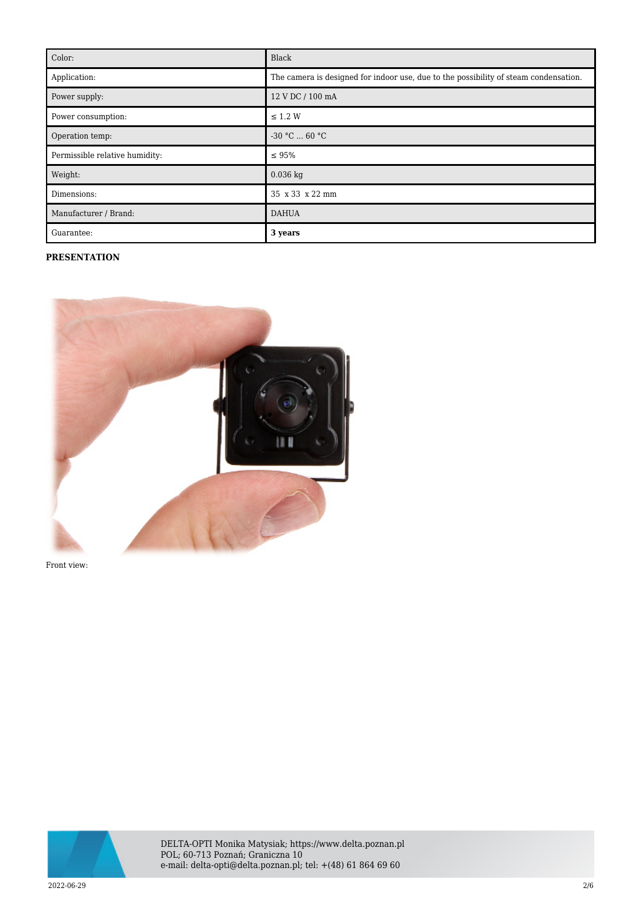| Color: | Black |
|---|---|
| Application: | The camera is designed for indoor use, due to the possibility of steam condensation. |
| Power supply: | 12 V DC / 100 mA |
| Power consumption: | ≤ 1.2 W |
| Operation temp: | -30 °C ... 60 °C |
| Permissible relative humidity: | ≤ 95% |
| Weight: | 0.036 kg |
| Dimensions: | 35 x 33 x 22 mm |
| Manufacturer / Brand: | DAHUA |
| Guarantee: | **3 years** |

**PRESENTATION**

Front view:

DELTA-OPTI Monika Matysiak; https://www.delta.poznan.pl
POL; 60-713 Poznań; Graniczna 10
e-mail: delta-opti@delta.poznan.pl; tel: +(48) 61 864 69 60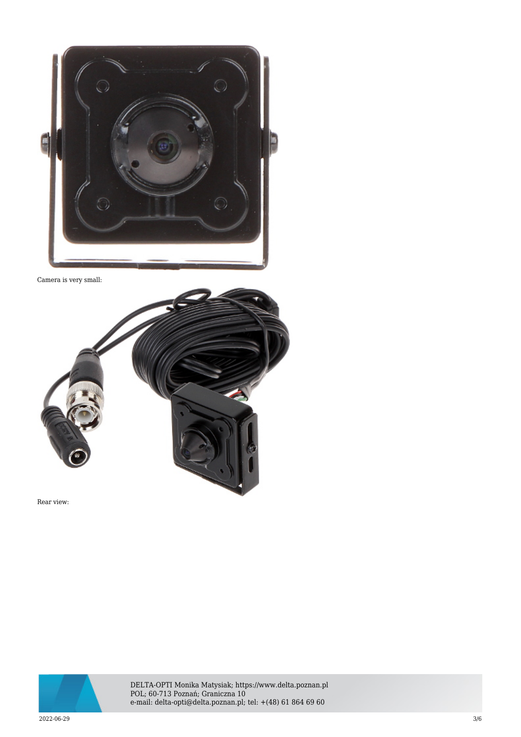Camera is very small:

Rear view: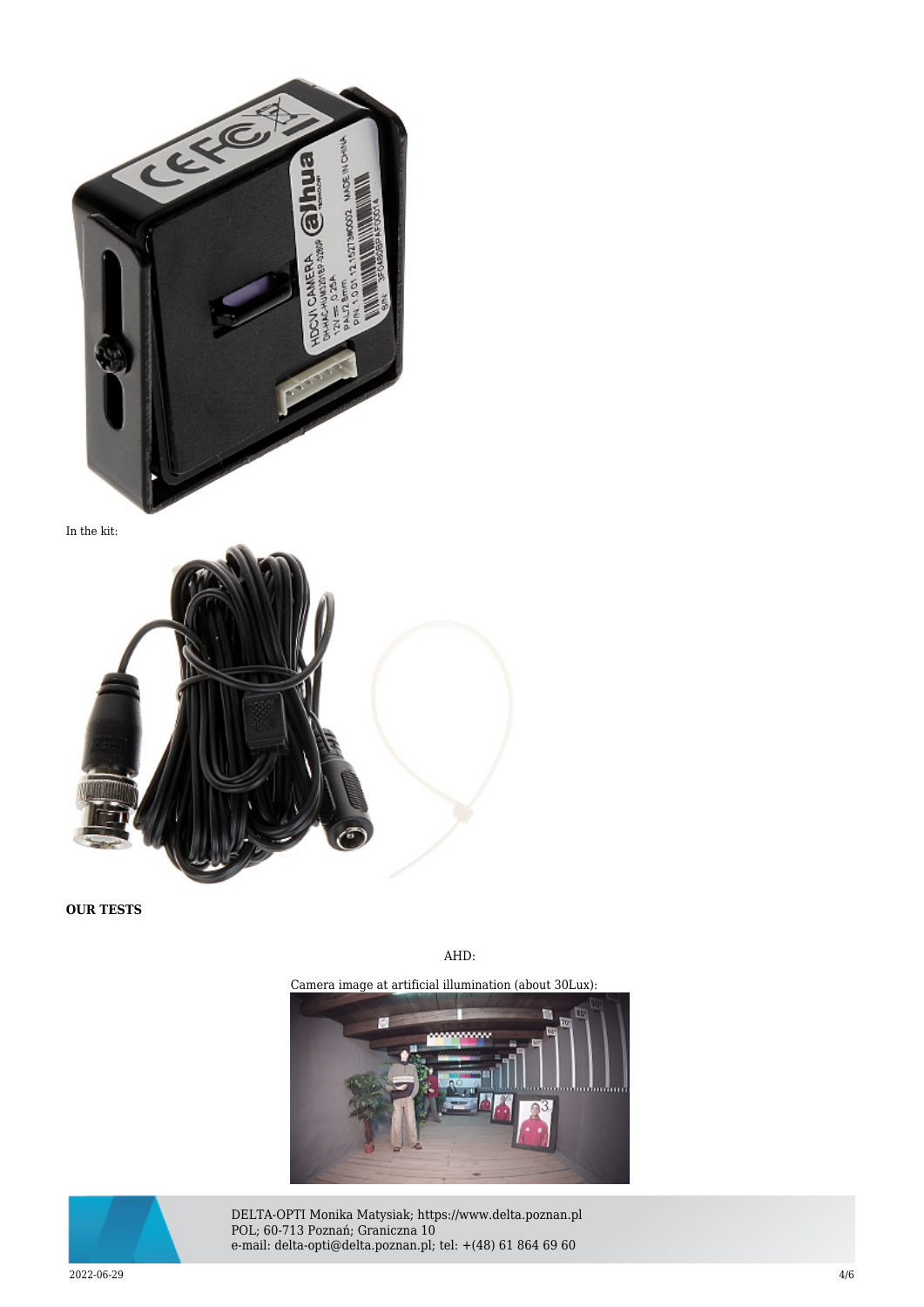In the kit:

**OUR TESTS**

AHD:

Camera image at artificial illumination (about 30Lux):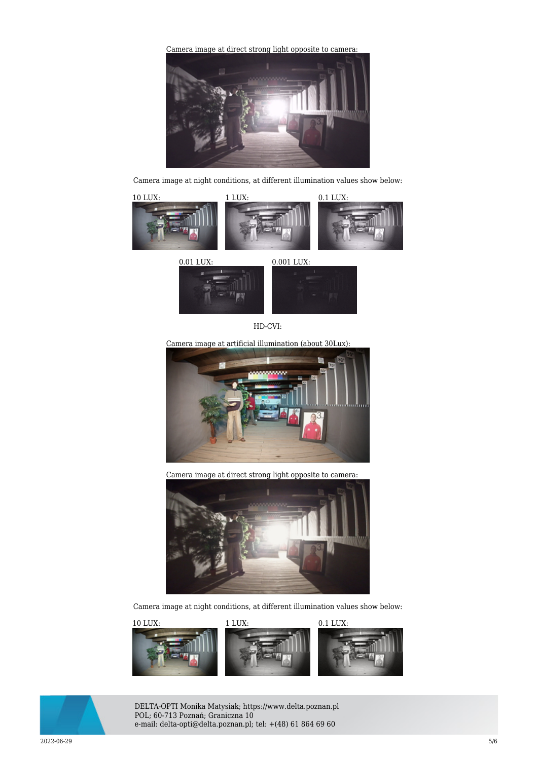Camera image at direct strong light opposite to camera:

Camera image at night conditions, at different illumination values show below:

10 LUX: 1 LUX: 0.1 LUX:

0.01 LUX: 0.001 LUX:

HD-CVI:

Camera image at artificial illumination (about 30Lux):

Camera image at direct strong light opposite to camera:

Camera image at night conditions, at different illumination values show below:

10 LUX: 1 LUX: 0.1 LUX: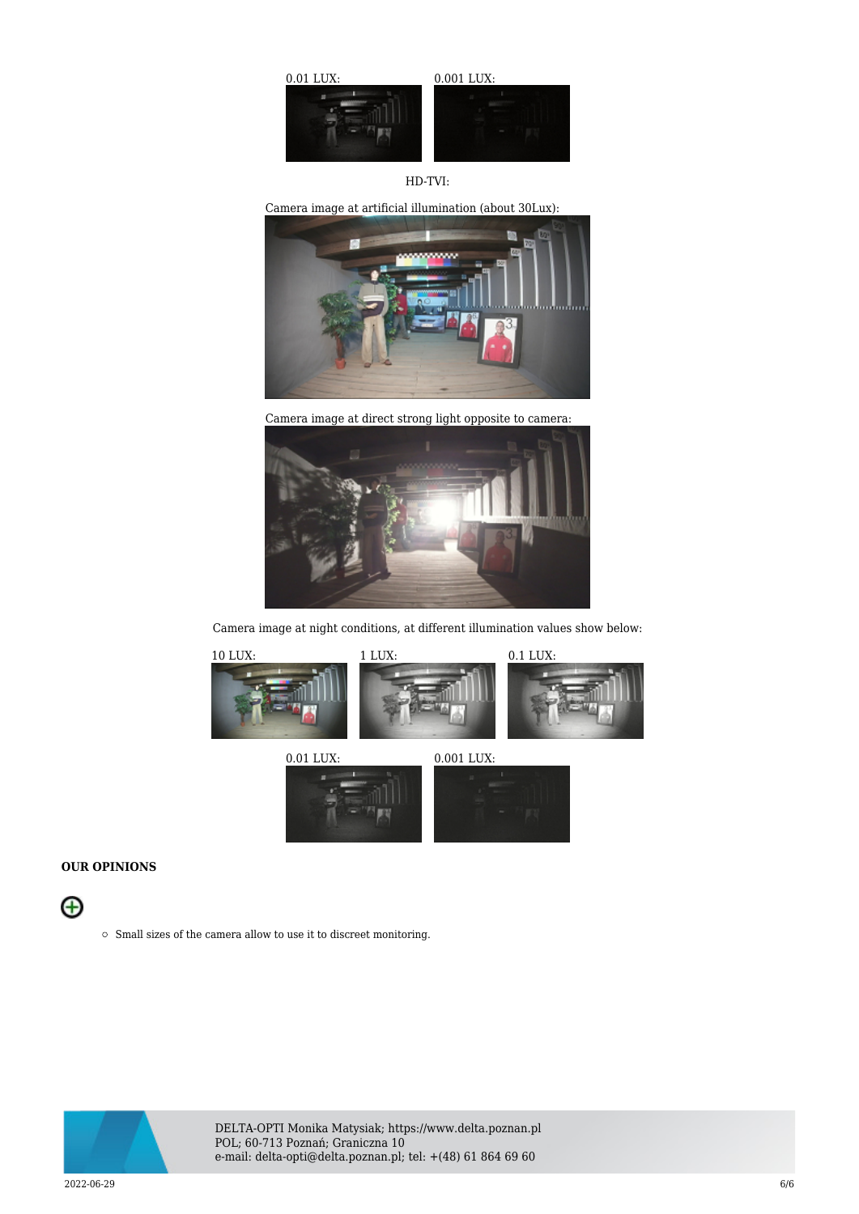0.01 LUX:

0.001 LUX:

HD-TVI:

Camera image at artificial illumination (about 30Lux):

Camera image at direct strong light opposite to camera:

Camera image at night conditions, at different illumination values show below:

10 LUX:

1 LUX:

0.1 LUX:

0.01 LUX:

0.001 LUX:

**OUR OPINIONS**

- Small sizes of the camera allow to use it to discreet monitoring.

DELTA-OPTI Monika Matysiak; https://www.delta.poznan.pl
POL; 60-713 Poznań; Graniczna 10
e-mail: delta-opti@delta.poznan.pl; tel: +(48) 61 864 69 60

2022-06-29